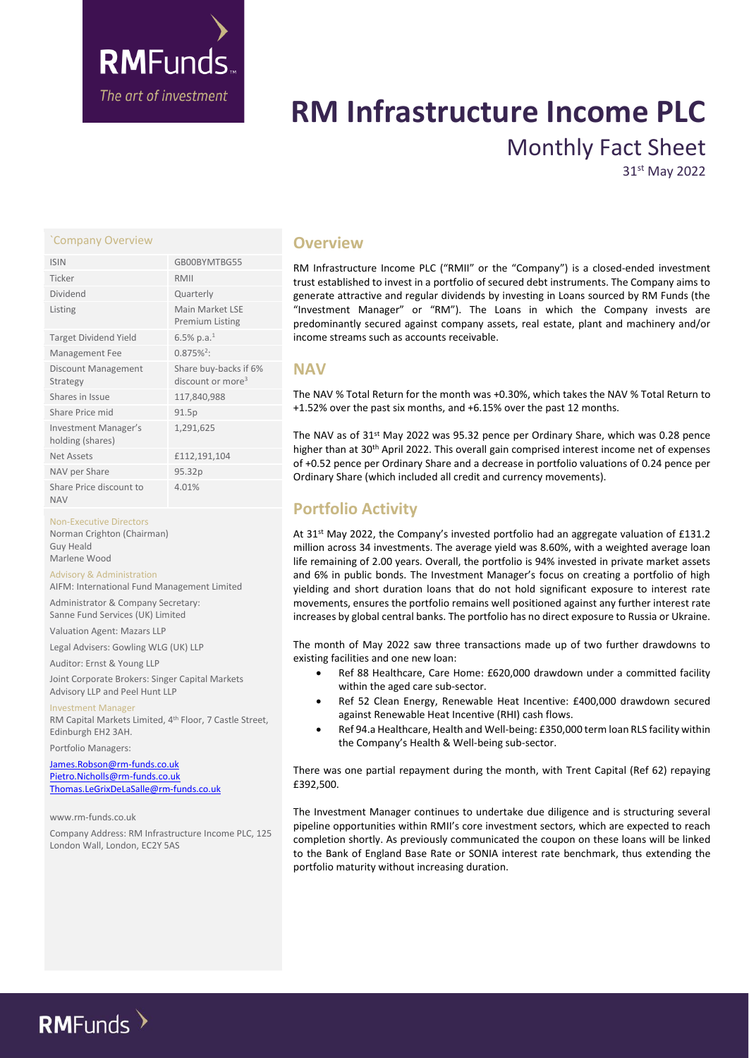# RM Infrastructure Income PLC

## Monthly Fact Sheet

31st May 2022

### `Company Overview

| | |
|---|---|
| ISIN | GB00BYMTBG55 |
| Ticker | RMII |
| Dividend | Quarterly |
| Listing | Main Market LSE Premium Listing |
| Target Dividend Yield | 6.5% p.a.[1] |
| Management Fee | 0.875%[2]: |
| Discount Management Strategy | Share buy-backs if 6% discount or more[3] |
| Shares in Issue | 117,840,988 |
| Share Price mid | 91.5p |
| Investment Manager's holding (shares) | 1,291,625 |
| Net Assets | £112,191,104 |
| NAV per Share | 95.32p |
| Share Price discount to NAV | 4.01% |

**Non-Executive Directors**

Norman Crighton (Chairman)
Guy Heald
Marlene Wood

**Advisory & Administration**

AIFM: International Fund Management Limited

Administrator & Company Secretary: Sanne Fund Services (UK) Limited

Valuation Agent: Mazars LLP

Legal Advisers: Gowling WLG (UK) LLP

Auditor: Ernst & Young LLP

Joint Corporate Brokers: Singer Capital Markets Advisory LLP and Peel Hunt LLP

**Investment Manager**

RM Capital Markets Limited, 4th Floor, 7 Castle Street, Edinburgh EH2 3AH.

Portfolio Managers:

James.Robson@rm-funds.co.uk
Pietro.Nicholls@rm-funds.co.uk
Thomas.LeGrixDeLaSalle@rm-funds.co.uk

www.rm-funds.co.uk

Company Address: RM Infrastructure Income PLC, 125 London Wall, London, EC2Y 5AS

## Overview

RM Infrastructure Income PLC ("RMII" or the "Company") is a closed-ended investment trust established to invest in a portfolio of secured debt instruments. The Company aims to generate attractive and regular dividends by investing in Loans sourced by RM Funds (the "Investment Manager" or "RM"). The Loans in which the Company invests are predominantly secured against company assets, real estate, plant and machinery and/or income streams such as accounts receivable.

## NAV

The NAV % Total Return for the month was +0.30%, which takes the NAV % Total Return to +1.52% over the past six months, and +6.15% over the past 12 months.

The NAV as of 31st May 2022 was 95.32 pence per Ordinary Share, which was 0.28 pence higher than at 30th April 2022. This overall gain comprised interest income net of expenses of +0.52 pence per Ordinary Share and a decrease in portfolio valuations of 0.24 pence per Ordinary Share (which included all credit and currency movements).

## Portfolio Activity

At 31st May 2022, the Company's invested portfolio had an aggregate valuation of £131.2 million across 34 investments. The average yield was 8.60%, with a weighted average loan life remaining of 2.00 years. Overall, the portfolio is 94% invested in private market assets and 6% in public bonds. The Investment Manager's focus on creating a portfolio of high yielding and short duration loans that do not hold significant exposure to interest rate movements, ensures the portfolio remains well positioned against any further interest rate increases by global central banks. The portfolio has no direct exposure to Russia or Ukraine.

The month of May 2022 saw three transactions made up of two further drawdowns to existing facilities and one new loan:

- Ref 88 Healthcare, Care Home: £620,000 drawdown under a committed facility within the aged care sub-sector.
- Ref 52 Clean Energy, Renewable Heat Incentive: £400,000 drawdown secured against Renewable Heat Incentive (RHI) cash flows.
- Ref 94.a Healthcare, Health and Well-being: £350,000 term loan RLS facility within the Company's Health & Well-being sub-sector.

There was one partial repayment during the month, with Trent Capital (Ref 62) repaying £392,500.

The Investment Manager continues to undertake due diligence and is structuring several pipeline opportunities within RMII's core investment sectors, which are expected to reach completion shortly. As previously communicated the coupon on these loans will be linked to the Bank of England Base Rate or SONIA interest rate benchmark, thus extending the portfolio maturity without increasing duration.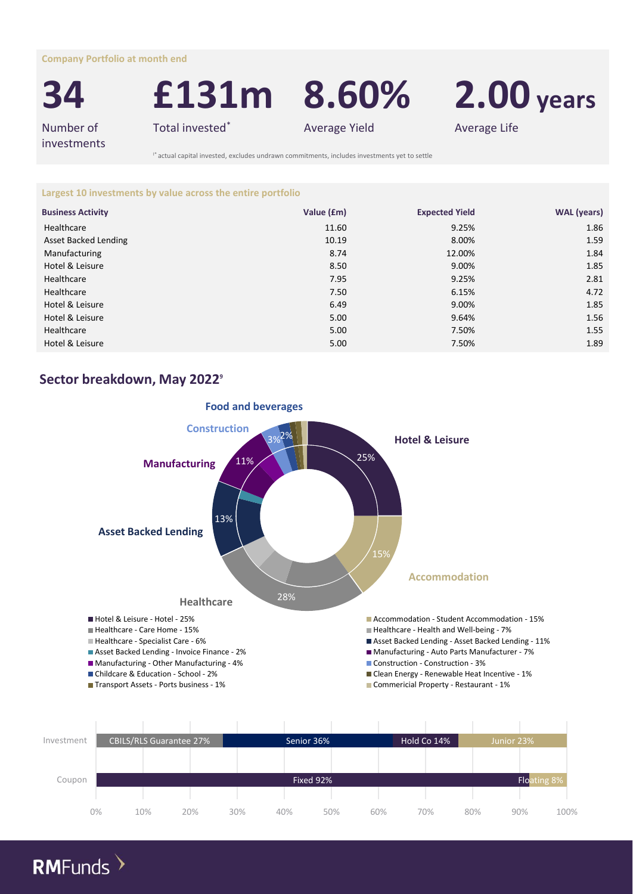**Company Portfolio at month end**

| **34** | **£131m** | **8.60%** | **2.00 years** |
|---|---|---|---|
| Number of investments | Total invested* | Average Yield | Average Life |

* actual capital invested, excludes undrawn commitments, includes investments yet to settle

**Largest 10 investments by value across the entire portfolio**

| Business Activity | Value (£m) | Expected Yield | WAL (years) |
|---|---|---|---|
| Healthcare | 11.60 | 9.25% | 1.86 |
| Asset Backed Lending | 10.19 | 8.00% | 1.59 |
| Manufacturing | 8.74 | 12.00% | 1.84 |
| Hotel & Leisure | 8.50 | 9.00% | 1.85 |
| Healthcare | 7.95 | 9.25% | 2.81 |
| Healthcare | 7.50 | 6.15% | 4.72 |
| Hotel & Leisure | 6.49 | 9.00% | 1.85 |
| Hotel & Leisure | 5.00 | 9.64% | 1.56 |
| Healthcare | 5.00 | 7.50% | 1.55 |
| Hotel & Leisure | 5.00 | 7.50% | 1.89 |

## Sector breakdown, May 2022[9]

Hotel & Leisure 25% | Accommodation 15% | Healthcare 28% | Asset Backed Lending 13% | Manufacturing 11% | Construction 3% | Food and beverages 2%

- Hotel & Leisure - Hotel - 25%
- Accommodation - Student Accommodation - 15%
- Healthcare - Care Home - 15%
- Healthcare - Health and Well-being - 7%
- Healthcare - Specialist Care - 6%
- Asset Backed Lending - Asset Backed Lending - 11%
- Asset Backed Lending - Invoice Finance - 2%
- Manufacturing - Auto Parts Manufacturer - 7%
- Manufacturing - Other Manufacturing - 4%
- Construction - Construction - 3%
- Childcare & Education - School - 2%
- Clean Energy - Renewable Heat Incentive - 1%
- Transport Assets - Ports business - 1%
- Commericial Property - Restaurant - 1%

| | | | | |
|---|---|---|---|---|
| Investment | CBILS/RLS Guarantee 27% | Senior 36% | Hold Co 14% | Junior 23% |
| Coupon | Fixed 92% | Floating 8% | | |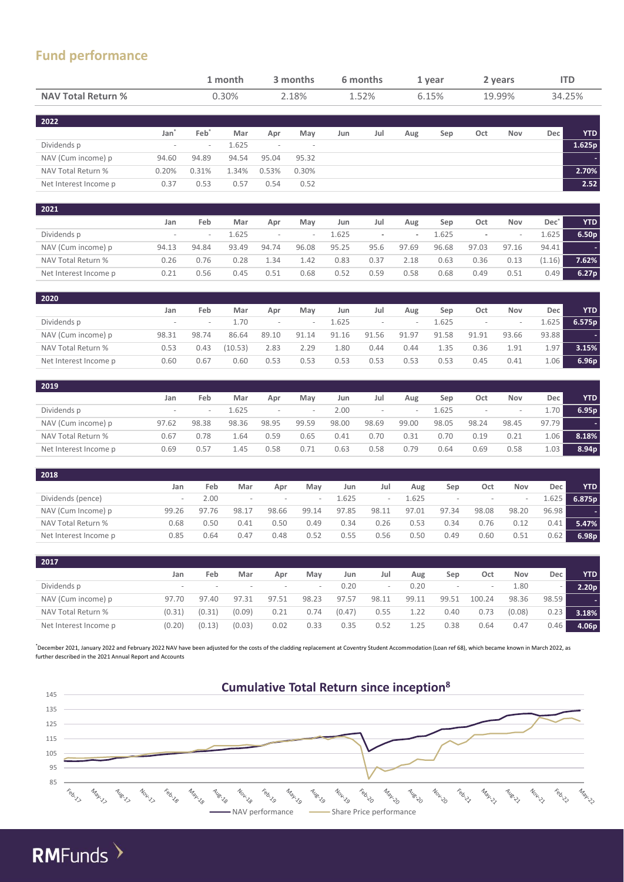## Fund performance

|  | 1 month | 3 months | 6 months | 1 year | 2 years | ITD |
|---|---|---|---|---|---|---|
| **NAV Total Return %** | 0.30% | 2.18% | 1.52% | 6.15% | 19.99% | 34.25% |

| 2022 | Jan* | Feb* | Mar | Apr | May | Jun | Jul | Aug | Sep | Oct | Nov | Dec | YTD |
|---|---|---|---|---|---|---|---|---|---|---|---|---|---|
| Dividends p | - | - | 1.625 | - | - | | | | | | | | 1.625p |
| NAV (Cum income) p | 94.60 | 94.89 | 94.54 | 95.04 | 95.32 | | | | | | | | - |
| NAV Total Return % | 0.20% | 0.31% | 1.34% | 0.53% | 0.30% | | | | | | | | 2.70% |
| Net Interest Income p | 0.37 | 0.53 | 0.57 | 0.54 | 0.52 | | | | | | | | 2.52 |

| 2021 | Jan | Feb | Mar | Apr | May | Jun | Jul | Aug | Sep | Oct | Nov | Dec* | YTD |
|---|---|---|---|---|---|---|---|---|---|---|---|---|---|
| Dividends p | - | - | 1.625 | - | - | 1.625 | - | - | 1.625 | - | - | 1.625 | 6.50p |
| NAV (Cum income) p | 94.13 | 94.84 | 93.49 | 94.74 | 96.08 | 95.25 | 95.6 | 97.69 | 96.68 | 97.03 | 97.16 | 94.41 | - |
| NAV Total Return % | 0.26 | 0.76 | 0.28 | 1.34 | 1.42 | 0.83 | 0.37 | 2.18 | 0.63 | 0.36 | 0.13 | (1.16) | 7.62% |
| Net Interest Income p | 0.21 | 0.56 | 0.45 | 0.51 | 0.68 | 0.52 | 0.59 | 0.58 | 0.68 | 0.49 | 0.51 | 0.49 | 6.27p |

| 2020 | Jan | Feb | Mar | Apr | May | Jun | Jul | Aug | Sep | Oct | Nov | Dec | YTD |
|---|---|---|---|---|---|---|---|---|---|---|---|---|---|
| Dividends p | - | - | 1.70 | - | - | 1.625 | - | - | 1.625 | - | - | 1.625 | 6.575p |
| NAV (Cum income) p | 98.31 | 98.74 | 86.64 | 89.10 | 91.14 | 91.16 | 91.56 | 91.97 | 91.58 | 91.91 | 93.66 | 93.88 | - |
| NAV Total Return % | 0.53 | 0.43 | (10.53) | 2.83 | 2.29 | 1.80 | 0.44 | 0.44 | 1.35 | 0.36 | 1.91 | 1.97 | 3.15% |
| Net Interest Income p | 0.60 | 0.67 | 0.60 | 0.53 | 0.53 | 0.53 | 0.53 | 0.53 | 0.53 | 0.45 | 0.41 | 1.06 | 6.96p |

| 2019 | Jan | Feb | Mar | Apr | May | Jun | Jul | Aug | Sep | Oct | Nov | Dec | YTD |
|---|---|---|---|---|---|---|---|---|---|---|---|---|---|
| Dividends p | - | - | 1.625 | - | - | 2.00 | - | - | 1.625 | - | - | 1.70 | 6.95p |
| NAV (Cum income) p | 97.62 | 98.38 | 98.36 | 98.95 | 99.59 | 98.00 | 98.69 | 99.00 | 98.05 | 98.24 | 98.45 | 97.79 | - |
| NAV Total Return % | 0.67 | 0.78 | 1.64 | 0.59 | 0.65 | 0.41 | 0.70 | 0.31 | 0.70 | 0.19 | 0.21 | 1.06 | 8.18% |
| Net Interest Income p | 0.69 | 0.57 | 1.45 | 0.58 | 0.71 | 0.63 | 0.58 | 0.79 | 0.64 | 0.69 | 0.58 | 1.03 | 8.94p |

| 2018 | Jan | Feb | Mar | Apr | May | Jun | Jul | Aug | Sep | Oct | Nov | Dec | YTD |
|---|---|---|---|---|---|---|---|---|---|---|---|---|---|
| Dividends (pence) | - | 2.00 | - | - | - | 1.625 | - | 1.625 | - | - | - | 1.625 | 6.875p |
| NAV (Cum Income) p | 99.26 | 97.76 | 98.17 | 98.66 | 99.14 | 97.85 | 98.11 | 97.01 | 97.34 | 98.08 | 98.20 | 96.98 | - |
| NAV Total Return % | 0.68 | 0.50 | 0.41 | 0.50 | 0.49 | 0.34 | 0.26 | 0.53 | 0.34 | 0.76 | 0.12 | 0.41 | 5.47% |
| Net Interest Income p | 0.85 | 0.64 | 0.47 | 0.48 | 0.52 | 0.55 | 0.56 | 0.50 | 0.49 | 0.60 | 0.51 | 0.62 | 6.98p |

| 2017 | Jan | Feb | Mar | Apr | May | Jun | Jul | Aug | Sep | Oct | Nov | Dec | YTD |
|---|---|---|---|---|---|---|---|---|---|---|---|---|---|
| Dividends p | - | - | - | - | - | 0.20 | - | 0.20 | - | - | 1.80 | - | 2.20p |
| NAV (Cum income) p | 97.70 | 97.40 | 97.31 | 97.51 | 98.23 | 97.57 | 98.11 | 99.11 | 99.51 | 100.24 | 98.36 | 98.59 | - |
| NAV Total Return % | (0.31) | (0.31) | (0.09) | 0.21 | 0.74 | (0.47) | 0.55 | 1.22 | 0.40 | 0.73 | (0.08) | 0.23 | 3.18% |
| Net Interest Income p | (0.20) | (0.13) | (0.03) | 0.02 | 0.33 | 0.35 | 0.52 | 1.25 | 0.38 | 0.64 | 0.47 | 0.46 | 4.06p |

*December 2021, January 2022 and February 2022 NAV have been adjusted for the costs of the cladding replacement at Coventry Student Accommodation (Loan ref 68), which became known in March 2022, as further described in the 2021 Annual Report and Accounts

### Cumulative Total Return since inception[8]

NAV performance — Share Price performance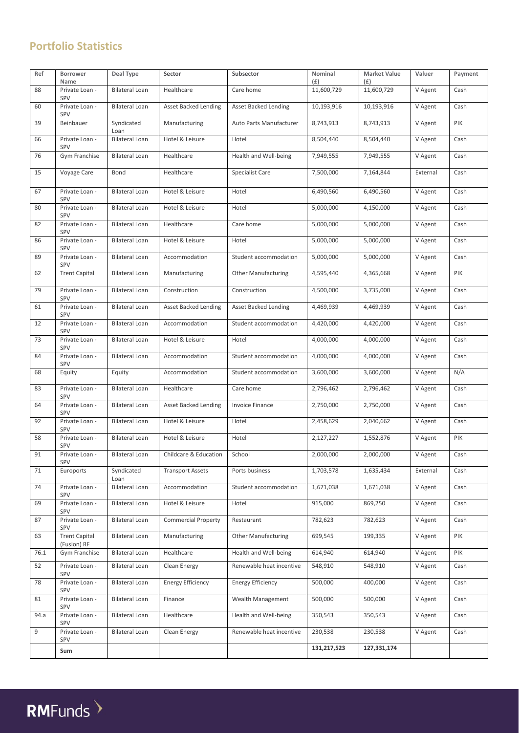## Portfolio Statistics

| Ref | Borrower Name | Deal Type | Sector | Subsector | Nominal (£) | Market Value (£) | Valuer | Payment |
|---|---|---|---|---|---|---|---|---|
| 88 | Private Loan - SPV | Bilateral Loan | Healthcare | Care home | 11,600,729 | 11,600,729 | V Agent | Cash |
| 60 | Private Loan - SPV | Bilateral Loan | Asset Backed Lending | Asset Backed Lending | 10,193,916 | 10,193,916 | V Agent | Cash |
| 39 | Beinbauer | Syndicated Loan | Manufacturing | Auto Parts Manufacturer | 8,743,913 | 8,743,913 | V Agent | PIK |
| 66 | Private Loan - SPV | Bilateral Loan | Hotel & Leisure | Hotel | 8,504,440 | 8,504,440 | V Agent | Cash |
| 76 | Gym Franchise | Bilateral Loan | Healthcare | Health and Well-being | 7,949,555 | 7,949,555 | V Agent | Cash |
| 15 | Voyage Care | Bond | Healthcare | Specialist Care | 7,500,000 | 7,164,844 | External | Cash |
| 67 | Private Loan - SPV | Bilateral Loan | Hotel & Leisure | Hotel | 6,490,560 | 6,490,560 | V Agent | Cash |
| 80 | Private Loan - SPV | Bilateral Loan | Hotel & Leisure | Hotel | 5,000,000 | 4,150,000 | V Agent | Cash |
| 82 | Private Loan - SPV | Bilateral Loan | Healthcare | Care home | 5,000,000 | 5,000,000 | V Agent | Cash |
| 86 | Private Loan - SPV | Bilateral Loan | Hotel & Leisure | Hotel | 5,000,000 | 5,000,000 | V Agent | Cash |
| 89 | Private Loan - SPV | Bilateral Loan | Accommodation | Student accommodation | 5,000,000 | 5,000,000 | V Agent | Cash |
| 62 | Trent Capital | Bilateral Loan | Manufacturing | Other Manufacturing | 4,595,440 | 4,365,668 | V Agent | PIK |
| 79 | Private Loan - SPV | Bilateral Loan | Construction | Construction | 4,500,000 | 3,735,000 | V Agent | Cash |
| 61 | Private Loan - SPV | Bilateral Loan | Asset Backed Lending | Asset Backed Lending | 4,469,939 | 4,469,939 | V Agent | Cash |
| 12 | Private Loan - SPV | Bilateral Loan | Accommodation | Student accommodation | 4,420,000 | 4,420,000 | V Agent | Cash |
| 73 | Private Loan - SPV | Bilateral Loan | Hotel & Leisure | Hotel | 4,000,000 | 4,000,000 | V Agent | Cash |
| 84 | Private Loan - SPV | Bilateral Loan | Accommodation | Student accommodation | 4,000,000 | 4,000,000 | V Agent | Cash |
| 68 | Equity | Equity | Accommodation | Student accommodation | 3,600,000 | 3,600,000 | V Agent | N/A |
| 83 | Private Loan - SPV | Bilateral Loan | Healthcare | Care home | 2,796,462 | 2,796,462 | V Agent | Cash |
| 64 | Private Loan - SPV | Bilateral Loan | Asset Backed Lending | Invoice Finance | 2,750,000 | 2,750,000 | V Agent | Cash |
| 92 | Private Loan - SPV | Bilateral Loan | Hotel & Leisure | Hotel | 2,458,629 | 2,040,662 | V Agent | Cash |
| 58 | Private Loan - SPV | Bilateral Loan | Hotel & Leisure | Hotel | 2,127,227 | 1,552,876 | V Agent | PIK |
| 91 | Private Loan - SPV | Bilateral Loan | Childcare & Education | School | 2,000,000 | 2,000,000 | V Agent | Cash |
| 71 | Euroports | Syndicated Loan | Transport Assets | Ports business | 1,703,578 | 1,635,434 | External | Cash |
| 74 | Private Loan - SPV | Bilateral Loan | Accommodation | Student accommodation | 1,671,038 | 1,671,038 | V Agent | Cash |
| 69 | Private Loan - SPV | Bilateral Loan | Hotel & Leisure | Hotel | 915,000 | 869,250 | V Agent | Cash |
| 87 | Private Loan - SPV | Bilateral Loan | Commercial Property | Restaurant | 782,623 | 782,623 | V Agent | Cash |
| 63 | Trent Capital (Fusion) RF | Bilateral Loan | Manufacturing | Other Manufacturing | 699,545 | 199,335 | V Agent | PIK |
| 76.1 | Gym Franchise | Bilateral Loan | Healthcare | Health and Well-being | 614,940 | 614,940 | V Agent | PIK |
| 52 | Private Loan - SPV | Bilateral Loan | Clean Energy | Renewable heat incentive | 548,910 | 548,910 | V Agent | Cash |
| 78 | Private Loan - SPV | Bilateral Loan | Energy Efficiency | Energy Efficiency | 500,000 | 400,000 | V Agent | Cash |
| 81 | Private Loan - SPV | Bilateral Loan | Finance | Wealth Management | 500,000 | 500,000 | V Agent | Cash |
| 94.a | Private Loan - SPV | Bilateral Loan | Healthcare | Health and Well-being | 350,543 | 350,543 | V Agent | Cash |
| 9 | Private Loan - SPV | Bilateral Loan | Clean Energy | Renewable heat incentive | 230,538 | 230,538 | V Agent | Cash |
| | **Sum** | | | | **131,217,523** | **127,331,174** | | |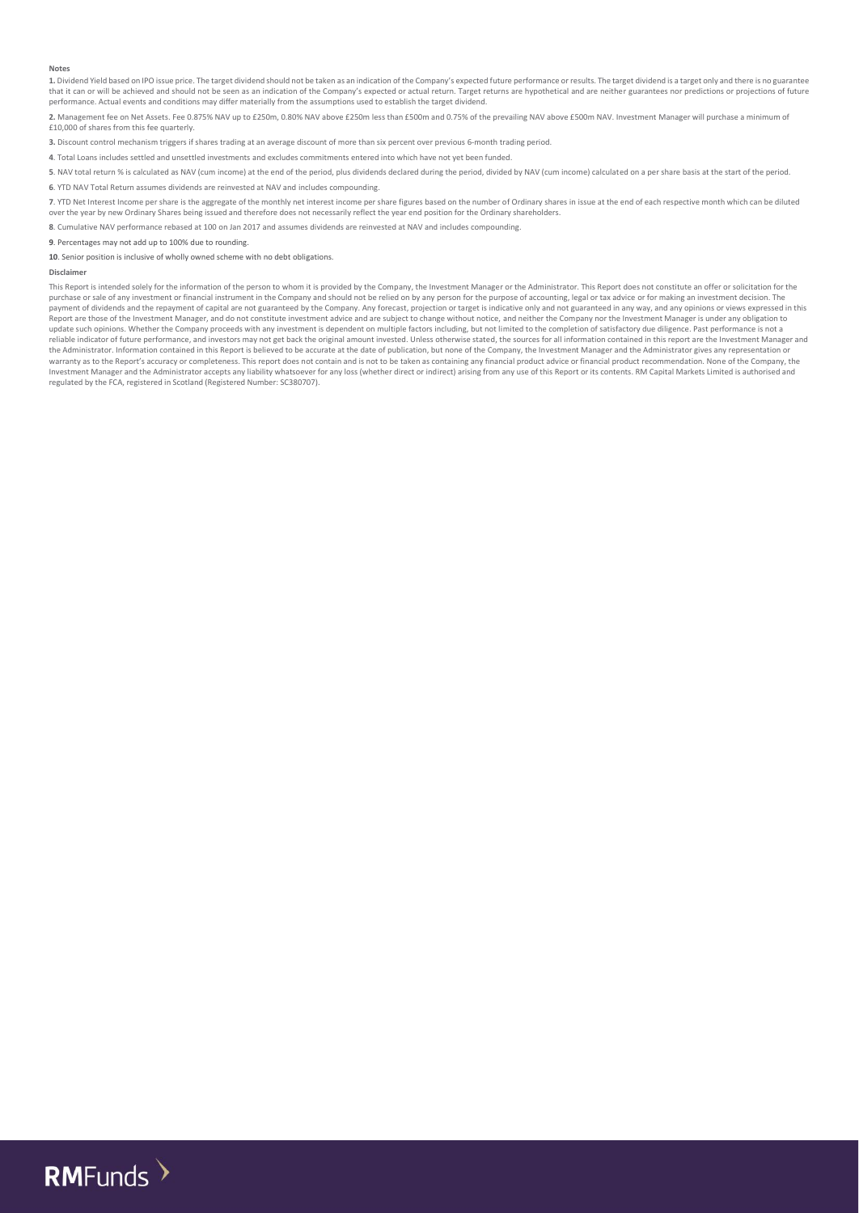**Notes**

**1.** Dividend Yield based on IPO issue price. The target dividend should not be taken as an indication of the Company's expected future performance or results. The target dividend is a target only and there is no guarantee that it can or will be achieved and should not be seen as an indication of the Company's expected or actual return. Target returns are hypothetical and are neither guarantees nor predictions or projections of future performance. Actual events and conditions may differ materially from the assumptions used to establish the target dividend.

**2.** Management fee on Net Assets. Fee 0.875% NAV up to £250m, 0.80% NAV above £250m less than £500m and 0.75% of the prevailing NAV above £500m NAV. Investment Manager will purchase a minimum of £10,000 of shares from this fee quarterly.

**3.** Discount control mechanism triggers if shares trading at an average discount of more than six percent over previous 6-month trading period.

**4**. Total Loans includes settled and unsettled investments and excludes commitments entered into which have not yet been funded.

**5**. NAV total return % is calculated as NAV (cum income) at the end of the period, plus dividends declared during the period, divided by NAV (cum income) calculated on a per share basis at the start of the period.

**6**. YTD NAV Total Return assumes dividends are reinvested at NAV and includes compounding.

**7**. YTD Net Interest Income per share is the aggregate of the monthly net interest income per share figures based on the number of Ordinary shares in issue at the end of each respective month which can be diluted over the year by new Ordinary Shares being issued and therefore does not necessarily reflect the year end position for the Ordinary shareholders.

**8**. Cumulative NAV performance rebased at 100 on Jan 2017 and assumes dividends are reinvested at NAV and includes compounding.

**9**. Percentages may not add up to 100% due to rounding.

**10**. Senior position is inclusive of wholly owned scheme with no debt obligations.

**Disclaimer**

This Report is intended solely for the information of the person to whom it is provided by the Company, the Investment Manager or the Administrator. This Report does not constitute an offer or solicitation for the purchase or sale of any investment or financial instrument in the Company and should not be relied on by any person for the purpose of accounting, legal or tax advice or for making an investment decision. The payment of dividends and the repayment of capital are not guaranteed by the Company. Any forecast, projection or target is indicative only and not guaranteed in any way, and any opinions or views expressed in this Report are those of the Investment Manager, and do not constitute investment advice and are subject to change without notice, and neither the Company nor the Investment Manager is under any obligation to update such opinions. Whether the Company proceeds with any investment is dependent on multiple factors including, but not limited to the completion of satisfactory due diligence. Past performance is not a reliable indicator of future performance, and investors may not get back the original amount invested. Unless otherwise stated, the sources for all information contained in this report are the Investment Manager and the Administrator. Information contained in this Report is believed to be accurate at the date of publication, but none of the Company, the Investment Manager and the Administrator gives any representation or warranty as to the Report's accuracy or completeness. This report does not contain and is not to be taken as containing any financial product advice or financial product recommendation. None of the Company, the Investment Manager and the Administrator accepts any liability whatsoever for any loss (whether direct or indirect) arising from any use of this Report or its contents. RM Capital Markets Limited is authorised and regulated by the FCA, registered in Scotland (Registered Number: SC380707).

**RM**Funds